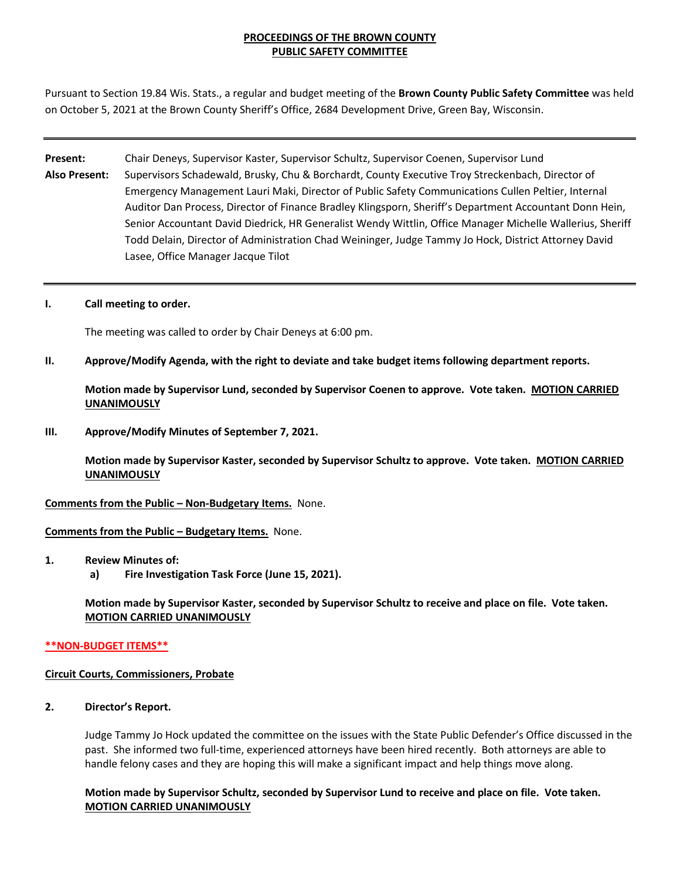**PROCEEDINGS OF THE BROWN COUNTY**
**PUBLIC SAFETY COMMITTEE**

Pursuant to Section 19.84 Wis. Stats., a regular and budget meeting of the **Brown County Public Safety Committee** was held on October 5, 2021 at the Brown County Sheriff's Office, 2684 Development Drive, Green Bay, Wisconsin.

---

**Present:** Chair Deneys, Supervisor Kaster, Supervisor Schultz, Supervisor Coenen, Supervisor Lund

**Also Present:** Supervisors Schadewald, Brusky, Chu & Borchardt, County Executive Troy Streckenbach, Director of Emergency Management Lauri Maki, Director of Public Safety Communications Cullen Peltier, Internal Auditor Dan Process, Director of Finance Bradley Klingsporn, Sheriff's Department Accountant Donn Hein, Senior Accountant David Diedrick, HR Generalist Wendy Wittlin, Office Manager Michelle Wallerius, Sheriff Todd Delain, Director of Administration Chad Weininger, Judge Tammy Jo Hock, District Attorney David Lasee, Office Manager Jacque Tilot

---

**I. Call meeting to order.**

The meeting was called to order by Chair Deneys at 6:00 pm.

**II. Approve/Modify Agenda, with the right to deviate and take budget items following department reports.**

**Motion made by Supervisor Lund, seconded by Supervisor Coenen to approve. Vote taken. MOTION CARRIED UNANIMOUSLY**

**III. Approve/Modify Minutes of September 7, 2021.**

**Motion made by Supervisor Kaster, seconded by Supervisor Schultz to approve. Vote taken. MOTION CARRIED UNANIMOUSLY**

**Comments from the Public – Non-Budgetary Items.** None.

**Comments from the Public – Budgetary Items.** None.

**1. Review Minutes of:**
   **a) Fire Investigation Task Force (June 15, 2021).**

**Motion made by Supervisor Kaster, seconded by Supervisor Schultz to receive and place on file. Vote taken. MOTION CARRIED UNANIMOUSLY**

**\*\*NON-BUDGET ITEMS\*\***

**Circuit Courts, Commissioners, Probate**

**2. Director's Report.**

Judge Tammy Jo Hock updated the committee on the issues with the State Public Defender's Office discussed in the past. She informed two full-time, experienced attorneys have been hired recently. Both attorneys are able to handle felony cases and they are hoping this will make a significant impact and help things move along.

**Motion made by Supervisor Schultz, seconded by Supervisor Lund to receive and place on file. Vote taken. MOTION CARRIED UNANIMOUSLY**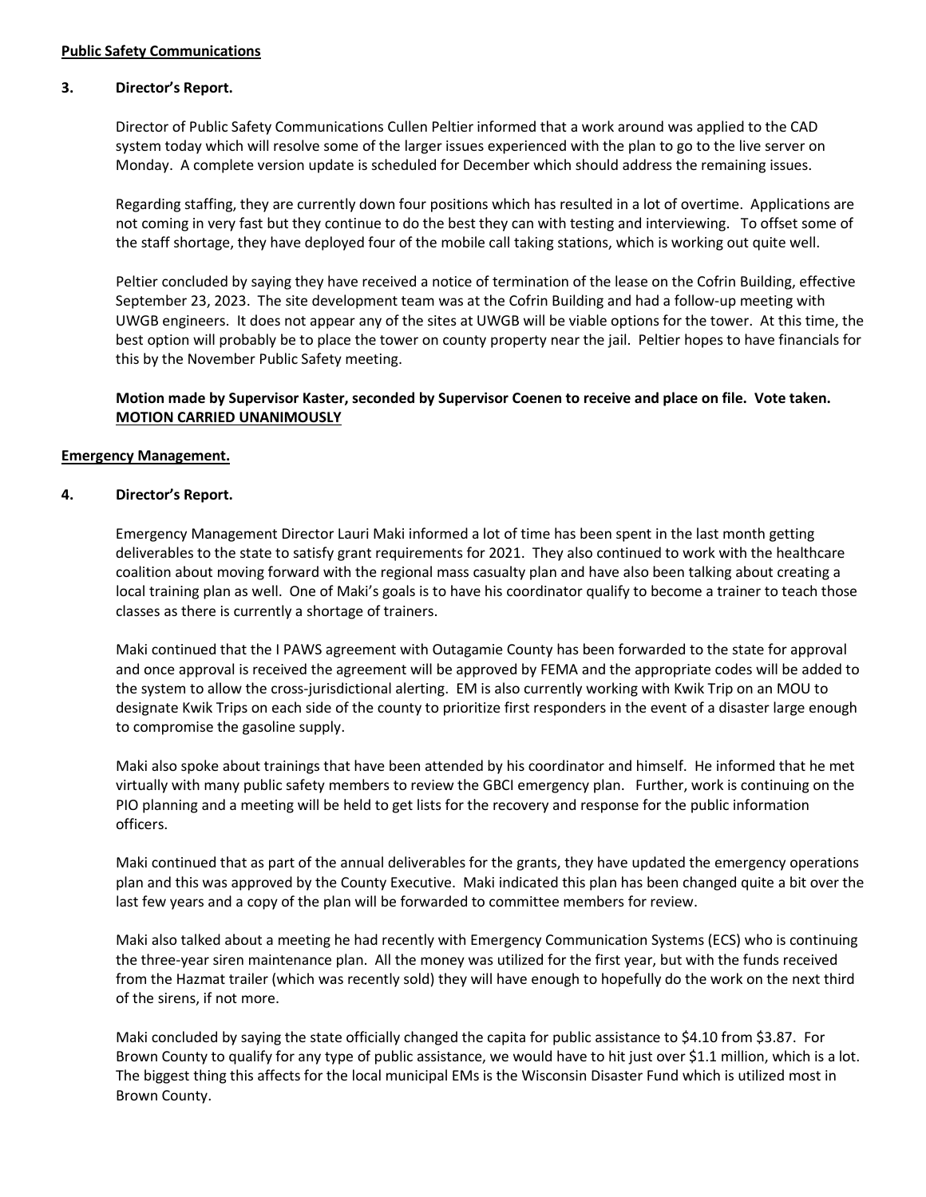**Public Safety Communications**

**3. Director's Report.**

Director of Public Safety Communications Cullen Peltier informed that a work around was applied to the CAD system today which will resolve some of the larger issues experienced with the plan to go to the live server on Monday. A complete version update is scheduled for December which should address the remaining issues.

Regarding staffing, they are currently down four positions which has resulted in a lot of overtime. Applications are not coming in very fast but they continue to do the best they can with testing and interviewing. To offset some of the staff shortage, they have deployed four of the mobile call taking stations, which is working out quite well.

Peltier concluded by saying they have received a notice of termination of the lease on the Cofrin Building, effective September 23, 2023. The site development team was at the Cofrin Building and had a follow-up meeting with UWGB engineers. It does not appear any of the sites at UWGB will be viable options for the tower. At this time, the best option will probably be to place the tower on county property near the jail. Peltier hopes to have financials for this by the November Public Safety meeting.

**Motion made by Supervisor Kaster, seconded by Supervisor Coenen to receive and place on file. Vote taken. MOTION CARRIED UNANIMOUSLY**

**Emergency Management.**

**4. Director's Report.**

Emergency Management Director Lauri Maki informed a lot of time has been spent in the last month getting deliverables to the state to satisfy grant requirements for 2021. They also continued to work with the healthcare coalition about moving forward with the regional mass casualty plan and have also been talking about creating a local training plan as well. One of Maki's goals is to have his coordinator qualify to become a trainer to teach those classes as there is currently a shortage of trainers.

Maki continued that the I PAWS agreement with Outagamie County has been forwarded to the state for approval and once approval is received the agreement will be approved by FEMA and the appropriate codes will be added to the system to allow the cross-jurisdictional alerting. EM is also currently working with Kwik Trip on an MOU to designate Kwik Trips on each side of the county to prioritize first responders in the event of a disaster large enough to compromise the gasoline supply.

Maki also spoke about trainings that have been attended by his coordinator and himself. He informed that he met virtually with many public safety members to review the GBCI emergency plan. Further, work is continuing on the PIO planning and a meeting will be held to get lists for the recovery and response for the public information officers.

Maki continued that as part of the annual deliverables for the grants, they have updated the emergency operations plan and this was approved by the County Executive. Maki indicated this plan has been changed quite a bit over the last few years and a copy of the plan will be forwarded to committee members for review.

Maki also talked about a meeting he had recently with Emergency Communication Systems (ECS) who is continuing the three-year siren maintenance plan. All the money was utilized for the first year, but with the funds received from the Hazmat trailer (which was recently sold) they will have enough to hopefully do the work on the next third of the sirens, if not more.

Maki concluded by saying the state officially changed the capita for public assistance to $4.10 from $3.87. For Brown County to qualify for any type of public assistance, we would have to hit just over $1.1 million, which is a lot. The biggest thing this affects for the local municipal EMs is the Wisconsin Disaster Fund which is utilized most in Brown County.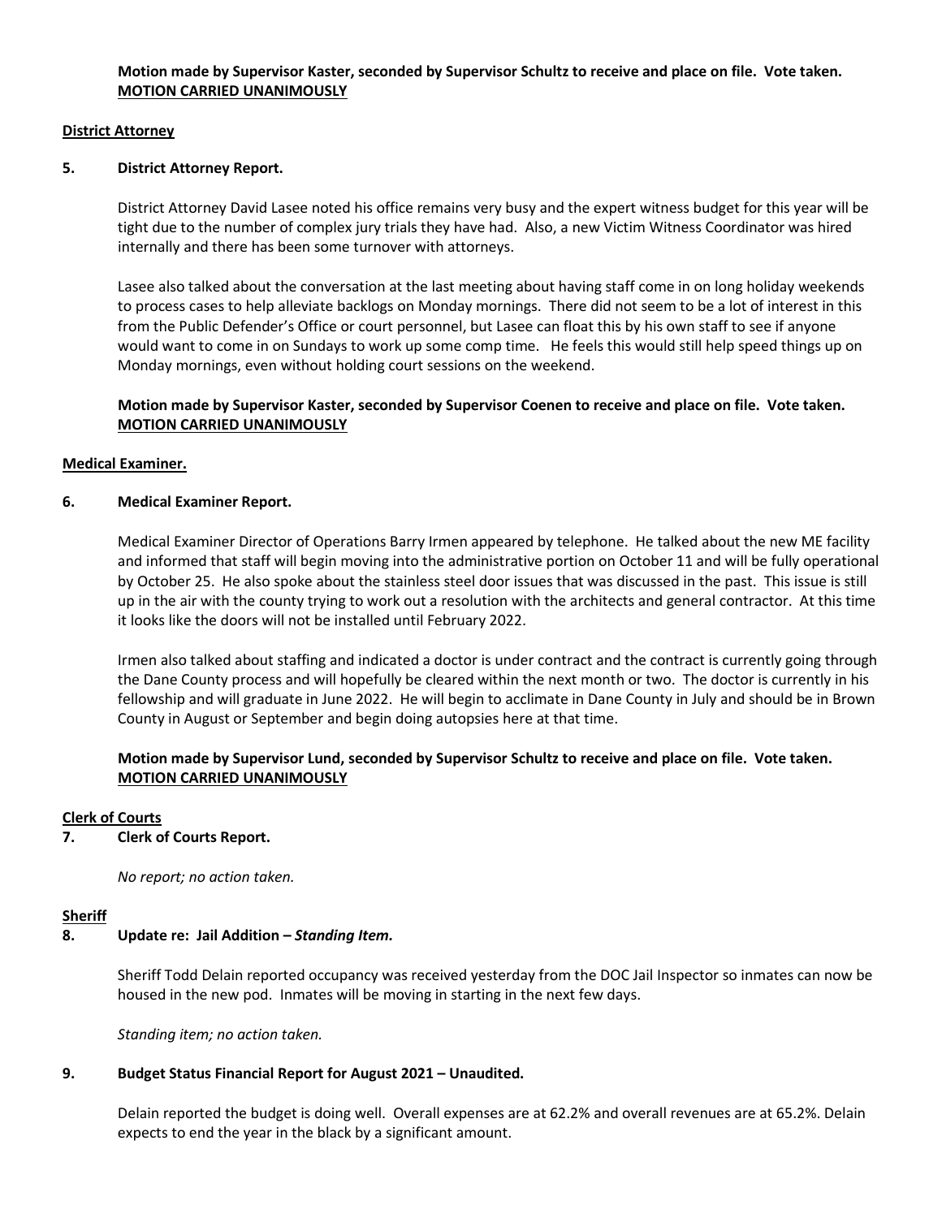**Motion made by Supervisor Kaster, seconded by Supervisor Schultz to receive and place on file. Vote taken. MOTION CARRIED UNANIMOUSLY**

**District Attorney**

**5. District Attorney Report.**

District Attorney David Lasee noted his office remains very busy and the expert witness budget for this year will be tight due to the number of complex jury trials they have had. Also, a new Victim Witness Coordinator was hired internally and there has been some turnover with attorneys.

Lasee also talked about the conversation at the last meeting about having staff come in on long holiday weekends to process cases to help alleviate backlogs on Monday mornings. There did not seem to be a lot of interest in this from the Public Defender's Office or court personnel, but Lasee can float this by his own staff to see if anyone would want to come in on Sundays to work up some comp time. He feels this would still help speed things up on Monday mornings, even without holding court sessions on the weekend.

**Motion made by Supervisor Kaster, seconded by Supervisor Coenen to receive and place on file. Vote taken. MOTION CARRIED UNANIMOUSLY**

**Medical Examiner.**

**6. Medical Examiner Report.**

Medical Examiner Director of Operations Barry Irmen appeared by telephone. He talked about the new ME facility and informed that staff will begin moving into the administrative portion on October 11 and will be fully operational by October 25. He also spoke about the stainless steel door issues that was discussed in the past. This issue is still up in the air with the county trying to work out a resolution with the architects and general contractor. At this time it looks like the doors will not be installed until February 2022.

Irmen also talked about staffing and indicated a doctor is under contract and the contract is currently going through the Dane County process and will hopefully be cleared within the next month or two. The doctor is currently in his fellowship and will graduate in June 2022. He will begin to acclimate in Dane County in July and should be in Brown County in August or September and begin doing autopsies here at that time.

**Motion made by Supervisor Lund, seconded by Supervisor Schultz to receive and place on file. Vote taken. MOTION CARRIED UNANIMOUSLY**

**Clerk of Courts**

**7. Clerk of Courts Report.**

*No report; no action taken.*

**Sheriff**

**8. Update re: Jail Addition – *Standing Item.***

Sheriff Todd Delain reported occupancy was received yesterday from the DOC Jail Inspector so inmates can now be housed in the new pod. Inmates will be moving in starting in the next few days.

*Standing item; no action taken.*

**9. Budget Status Financial Report for August 2021 – Unaudited.**

Delain reported the budget is doing well. Overall expenses are at 62.2% and overall revenues are at 65.2%. Delain expects to end the year in the black by a significant amount.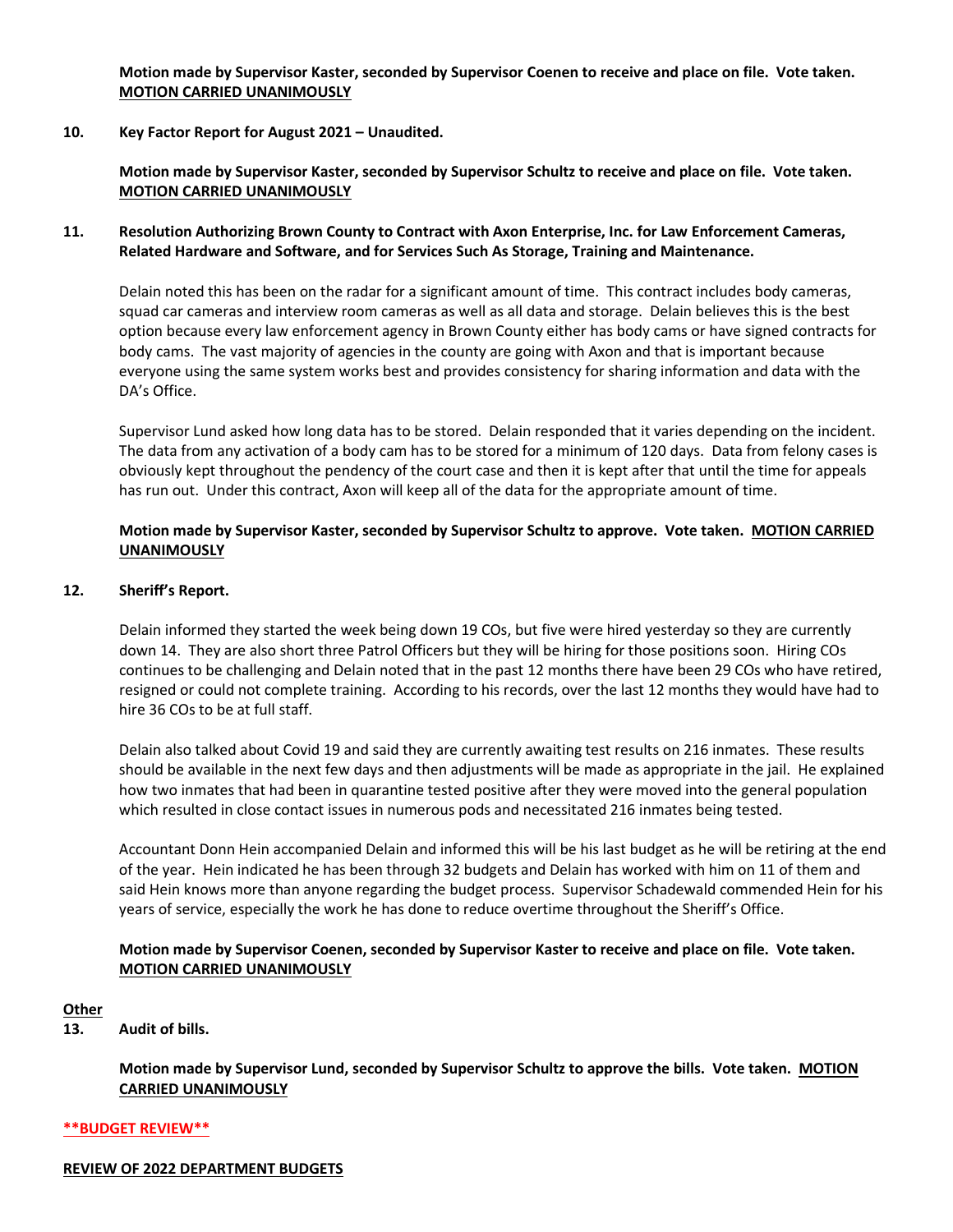**Motion made by Supervisor Kaster, seconded by Supervisor Coenen to receive and place on file. Vote taken. MOTION CARRIED UNANIMOUSLY**

**10. Key Factor Report for August 2021 – Unaudited.**

**Motion made by Supervisor Kaster, seconded by Supervisor Schultz to receive and place on file. Vote taken. MOTION CARRIED UNANIMOUSLY**

**11. Resolution Authorizing Brown County to Contract with Axon Enterprise, Inc. for Law Enforcement Cameras, Related Hardware and Software, and for Services Such As Storage, Training and Maintenance.**

Delain noted this has been on the radar for a significant amount of time. This contract includes body cameras, squad car cameras and interview room cameras as well as all data and storage. Delain believes this is the best option because every law enforcement agency in Brown County either has body cams or have signed contracts for body cams. The vast majority of agencies in the county are going with Axon and that is important because everyone using the same system works best and provides consistency for sharing information and data with the DA's Office.

Supervisor Lund asked how long data has to be stored. Delain responded that it varies depending on the incident. The data from any activation of a body cam has to be stored for a minimum of 120 days. Data from felony cases is obviously kept throughout the pendency of the court case and then it is kept after that until the time for appeals has run out. Under this contract, Axon will keep all of the data for the appropriate amount of time.

**Motion made by Supervisor Kaster, seconded by Supervisor Schultz to approve. Vote taken. MOTION CARRIED UNANIMOUSLY**

**12. Sheriff's Report.**

Delain informed they started the week being down 19 COs, but five were hired yesterday so they are currently down 14. They are also short three Patrol Officers but they will be hiring for those positions soon. Hiring COs continues to be challenging and Delain noted that in the past 12 months there have been 29 COs who have retired, resigned or could not complete training. According to his records, over the last 12 months they would have had to hire 36 COs to be at full staff.

Delain also talked about Covid 19 and said they are currently awaiting test results on 216 inmates. These results should be available in the next few days and then adjustments will be made as appropriate in the jail. He explained how two inmates that had been in quarantine tested positive after they were moved into the general population which resulted in close contact issues in numerous pods and necessitated 216 inmates being tested.

Accountant Donn Hein accompanied Delain and informed this will be his last budget as he will be retiring at the end of the year. Hein indicated he has been through 32 budgets and Delain has worked with him on 11 of them and said Hein knows more than anyone regarding the budget process. Supervisor Schadewald commended Hein for his years of service, especially the work he has done to reduce overtime throughout the Sheriff's Office.

**Motion made by Supervisor Coenen, seconded by Supervisor Kaster to receive and place on file. Vote taken. MOTION CARRIED UNANIMOUSLY**

**Other**

**13. Audit of bills.**

**Motion made by Supervisor Lund, seconded by Supervisor Schultz to approve the bills. Vote taken. MOTION CARRIED UNANIMOUSLY**

**\*\*BUDGET REVIEW\*\***

**REVIEW OF 2022 DEPARTMENT BUDGETS**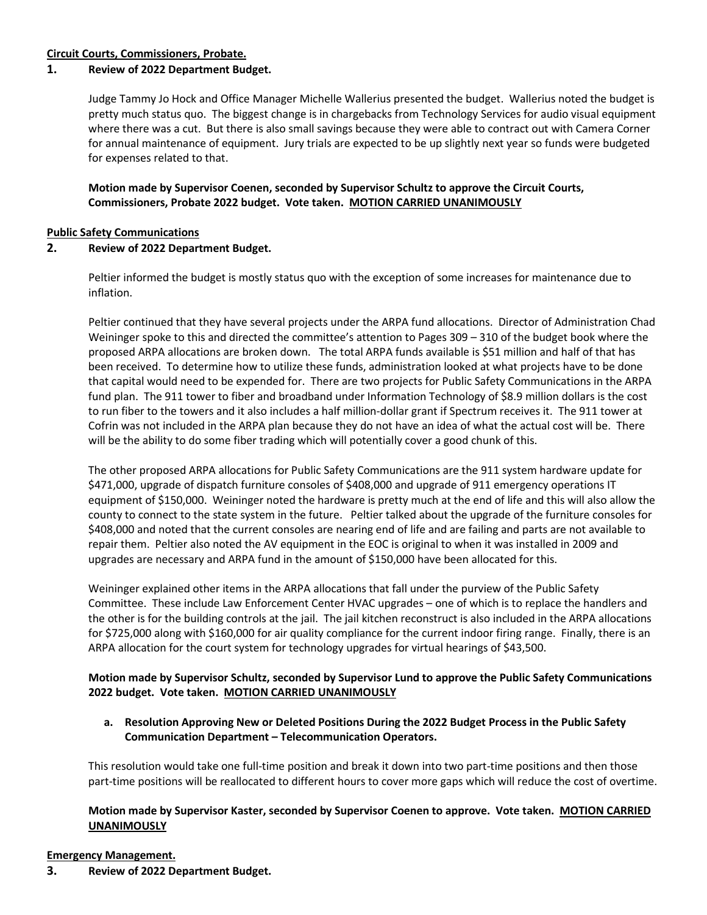**Circuit Courts, Commissioners, Probate.**

**1. Review of 2022 Department Budget.**

Judge Tammy Jo Hock and Office Manager Michelle Wallerius presented the budget. Wallerius noted the budget is pretty much status quo. The biggest change is in chargebacks from Technology Services for audio visual equipment where there was a cut. But there is also small savings because they were able to contract out with Camera Corner for annual maintenance of equipment. Jury trials are expected to be up slightly next year so funds were budgeted for expenses related to that.

**Motion made by Supervisor Coenen, seconded by Supervisor Schultz to approve the Circuit Courts, Commissioners, Probate 2022 budget. Vote taken. MOTION CARRIED UNANIMOUSLY**

**Public Safety Communications**

**2. Review of 2022 Department Budget.**

Peltier informed the budget is mostly status quo with the exception of some increases for maintenance due to inflation.

Peltier continued that they have several projects under the ARPA fund allocations. Director of Administration Chad Weininger spoke to this and directed the committee's attention to Pages 309 – 310 of the budget book where the proposed ARPA allocations are broken down. The total ARPA funds available is $51 million and half of that has been received. To determine how to utilize these funds, administration looked at what projects have to be done that capital would need to be expended for. There are two projects for Public Safety Communications in the ARPA fund plan. The 911 tower to fiber and broadband under Information Technology of $8.9 million dollars is the cost to run fiber to the towers and it also includes a half million-dollar grant if Spectrum receives it. The 911 tower at Cofrin was not included in the ARPA plan because they do not have an idea of what the actual cost will be. There will be the ability to do some fiber trading which will potentially cover a good chunk of this.

The other proposed ARPA allocations for Public Safety Communications are the 911 system hardware update for $471,000, upgrade of dispatch furniture consoles of $408,000 and upgrade of 911 emergency operations IT equipment of $150,000. Weininger noted the hardware is pretty much at the end of life and this will also allow the county to connect to the state system in the future. Peltier talked about the upgrade of the furniture consoles for $408,000 and noted that the current consoles are nearing end of life and are failing and parts are not available to repair them. Peltier also noted the AV equipment in the EOC is original to when it was installed in 2009 and upgrades are necessary and ARPA fund in the amount of $150,000 have been allocated for this.

Weininger explained other items in the ARPA allocations that fall under the purview of the Public Safety Committee. These include Law Enforcement Center HVAC upgrades – one of which is to replace the handlers and the other is for the building controls at the jail. The jail kitchen reconstruct is also included in the ARPA allocations for $725,000 along with $160,000 for air quality compliance for the current indoor firing range. Finally, there is an ARPA allocation for the court system for technology upgrades for virtual hearings of $43,500.

**Motion made by Supervisor Schultz, seconded by Supervisor Lund to approve the Public Safety Communications 2022 budget. Vote taken. MOTION CARRIED UNANIMOUSLY**

**a. Resolution Approving New or Deleted Positions During the 2022 Budget Process in the Public Safety Communication Department – Telecommunication Operators.**

This resolution would take one full-time position and break it down into two part-time positions and then those part-time positions will be reallocated to different hours to cover more gaps which will reduce the cost of overtime.

**Motion made by Supervisor Kaster, seconded by Supervisor Coenen to approve. Vote taken. MOTION CARRIED UNANIMOUSLY**

**Emergency Management.**

**3. Review of 2022 Department Budget.**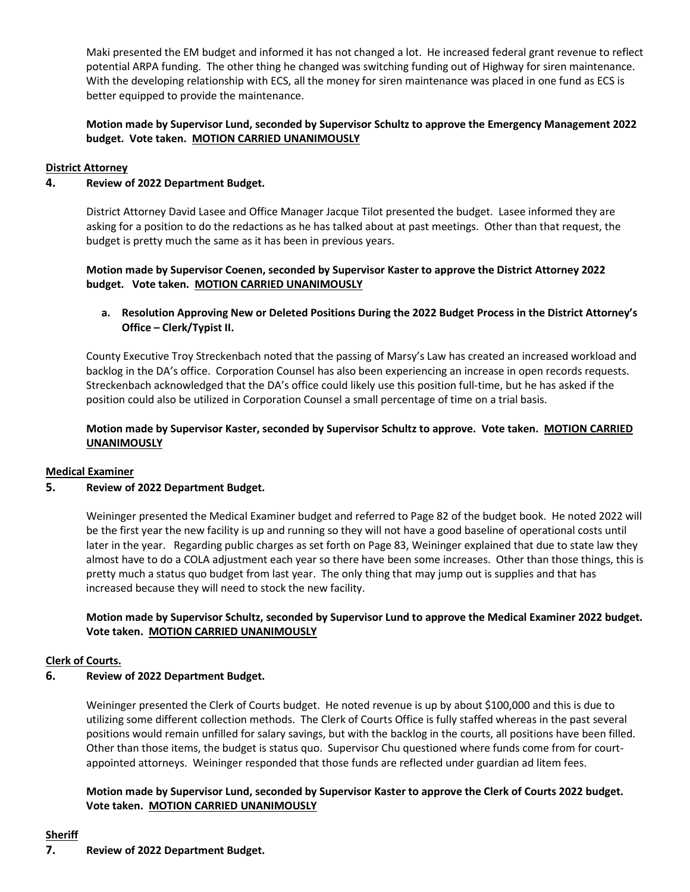Maki presented the EM budget and informed it has not changed a lot. He increased federal grant revenue to reflect potential ARPA funding. The other thing he changed was switching funding out of Highway for siren maintenance. With the developing relationship with ECS, all the money for siren maintenance was placed in one fund as ECS is better equipped to provide the maintenance.

**Motion made by Supervisor Lund, seconded by Supervisor Schultz to approve the Emergency Management 2022 budget. Vote taken. MOTION CARRIED UNANIMOUSLY**

**District Attorney**

**4. Review of 2022 Department Budget.**

District Attorney David Lasee and Office Manager Jacque Tilot presented the budget. Lasee informed they are asking for a position to do the redactions as he has talked about at past meetings. Other than that request, the budget is pretty much the same as it has been in previous years.

**Motion made by Supervisor Coenen, seconded by Supervisor Kaster to approve the District Attorney 2022 budget. Vote taken. MOTION CARRIED UNANIMOUSLY**

**a. Resolution Approving New or Deleted Positions During the 2022 Budget Process in the District Attorney's Office – Clerk/Typist II.**

County Executive Troy Streckenbach noted that the passing of Marsy's Law has created an increased workload and backlog in the DA's office. Corporation Counsel has also been experiencing an increase in open records requests. Streckenbach acknowledged that the DA's office could likely use this position full-time, but he has asked if the position could also be utilized in Corporation Counsel a small percentage of time on a trial basis.

**Motion made by Supervisor Kaster, seconded by Supervisor Schultz to approve. Vote taken. MOTION CARRIED UNANIMOUSLY**

**Medical Examiner**

**5. Review of 2022 Department Budget.**

Weininger presented the Medical Examiner budget and referred to Page 82 of the budget book. He noted 2022 will be the first year the new facility is up and running so they will not have a good baseline of operational costs until later in the year. Regarding public charges as set forth on Page 83, Weininger explained that due to state law they almost have to do a COLA adjustment each year so there have been some increases. Other than those things, this is pretty much a status quo budget from last year. The only thing that may jump out is supplies and that has increased because they will need to stock the new facility.

**Motion made by Supervisor Schultz, seconded by Supervisor Lund to approve the Medical Examiner 2022 budget. Vote taken. MOTION CARRIED UNANIMOUSLY**

**Clerk of Courts.**

**6. Review of 2022 Department Budget.**

Weininger presented the Clerk of Courts budget. He noted revenue is up by about $100,000 and this is due to utilizing some different collection methods. The Clerk of Courts Office is fully staffed whereas in the past several positions would remain unfilled for salary savings, but with the backlog in the courts, all positions have been filled. Other than those items, the budget is status quo. Supervisor Chu questioned where funds come from for court-appointed attorneys. Weininger responded that those funds are reflected under guardian ad litem fees.

**Motion made by Supervisor Lund, seconded by Supervisor Kaster to approve the Clerk of Courts 2022 budget. Vote taken. MOTION CARRIED UNANIMOUSLY**

**Sheriff**

**7. Review of 2022 Department Budget.**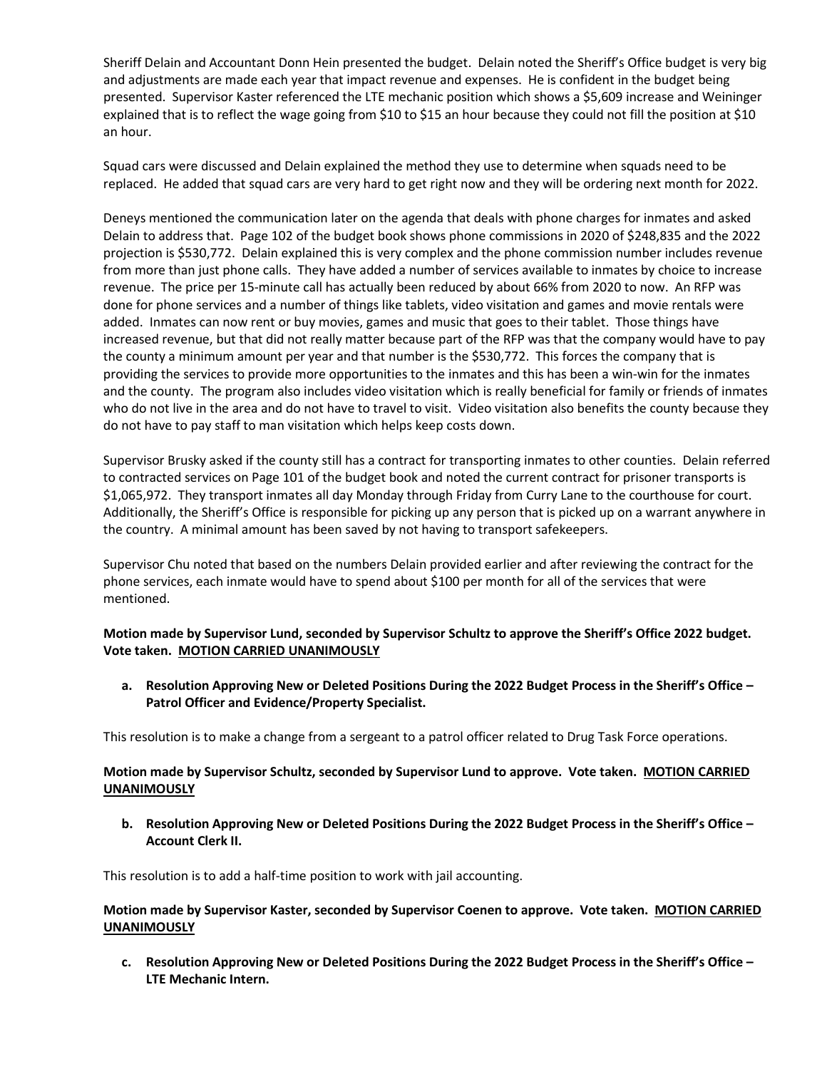Sheriff Delain and Accountant Donn Hein presented the budget. Delain noted the Sheriff's Office budget is very big and adjustments are made each year that impact revenue and expenses. He is confident in the budget being presented. Supervisor Kaster referenced the LTE mechanic position which shows a $5,609 increase and Weininger explained that is to reflect the wage going from $10 to $15 an hour because they could not fill the position at $10 an hour.

Squad cars were discussed and Delain explained the method they use to determine when squads need to be replaced. He added that squad cars are very hard to get right now and they will be ordering next month for 2022.

Deneys mentioned the communication later on the agenda that deals with phone charges for inmates and asked Delain to address that. Page 102 of the budget book shows phone commissions in 2020 of $248,835 and the 2022 projection is $530,772. Delain explained this is very complex and the phone commission number includes revenue from more than just phone calls. They have added a number of services available to inmates by choice to increase revenue. The price per 15-minute call has actually been reduced by about 66% from 2020 to now. An RFP was done for phone services and a number of things like tablets, video visitation and games and movie rentals were added. Inmates can now rent or buy movies, games and music that goes to their tablet. Those things have increased revenue, but that did not really matter because part of the RFP was that the company would have to pay the county a minimum amount per year and that number is the $530,772. This forces the company that is providing the services to provide more opportunities to the inmates and this has been a win-win for the inmates and the county. The program also includes video visitation which is really beneficial for family or friends of inmates who do not live in the area and do not have to travel to visit. Video visitation also benefits the county because they do not have to pay staff to man visitation which helps keep costs down.

Supervisor Brusky asked if the county still has a contract for transporting inmates to other counties. Delain referred to contracted services on Page 101 of the budget book and noted the current contract for prisoner transports is $1,065,972. They transport inmates all day Monday through Friday from Curry Lane to the courthouse for court. Additionally, the Sheriff's Office is responsible for picking up any person that is picked up on a warrant anywhere in the country. A minimal amount has been saved by not having to transport safekeepers.

Supervisor Chu noted that based on the numbers Delain provided earlier and after reviewing the contract for the phone services, each inmate would have to spend about $100 per month for all of the services that were mentioned.

**Motion made by Supervisor Lund, seconded by Supervisor Schultz to approve the Sheriff's Office 2022 budget. Vote taken. MOTION CARRIED UNANIMOUSLY**

**a. Resolution Approving New or Deleted Positions During the 2022 Budget Process in the Sheriff's Office – Patrol Officer and Evidence/Property Specialist.**

This resolution is to make a change from a sergeant to a patrol officer related to Drug Task Force operations.

**Motion made by Supervisor Schultz, seconded by Supervisor Lund to approve. Vote taken. MOTION CARRIED UNANIMOUSLY**

**b. Resolution Approving New or Deleted Positions During the 2022 Budget Process in the Sheriff's Office – Account Clerk II.**

This resolution is to add a half-time position to work with jail accounting.

**Motion made by Supervisor Kaster, seconded by Supervisor Coenen to approve. Vote taken. MOTION CARRIED UNANIMOUSLY**

**c. Resolution Approving New or Deleted Positions During the 2022 Budget Process in the Sheriff's Office – LTE Mechanic Intern.**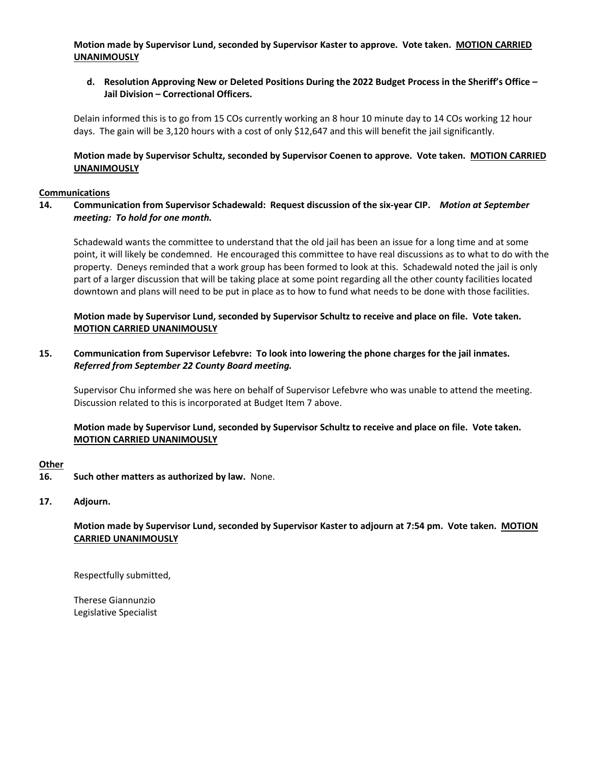**Motion made by Supervisor Lund, seconded by Supervisor Kaster to approve. Vote taken. <u>MOTION CARRIED UNANIMOUSLY</u>**

**d. Resolution Approving New or Deleted Positions During the 2022 Budget Process in the Sheriff's Office – Jail Division – Correctional Officers.**

Delain informed this is to go from 15 COs currently working an 8 hour 10 minute day to 14 COs working 12 hour days. The gain will be 3,120 hours with a cost of only $12,647 and this will benefit the jail significantly.

**Motion made by Supervisor Schultz, seconded by Supervisor Coenen to approve. Vote taken. <u>MOTION CARRIED UNANIMOUSLY</u>**

**<u>Communications</u>**

**14. Communication from Supervisor Schadewald: Request discussion of the six-year CIP.** ***Motion at September meeting: To hold for one month.***

Schadewald wants the committee to understand that the old jail has been an issue for a long time and at some point, it will likely be condemned. He encouraged this committee to have real discussions as to what to do with the property. Deneys reminded that a work group has been formed to look at this. Schadewald noted the jail is only part of a larger discussion that will be taking place at some point regarding all the other county facilities located downtown and plans will need to be put in place as to how to fund what needs to be done with those facilities.

**Motion made by Supervisor Lund, seconded by Supervisor Schultz to receive and place on file. Vote taken. <u>MOTION CARRIED UNANIMOUSLY</u>**

**15. Communication from Supervisor Lefebvre: To look into lowering the phone charges for the jail inmates.** ***Referred from September 22 County Board meeting.***

Supervisor Chu informed she was here on behalf of Supervisor Lefebvre who was unable to attend the meeting. Discussion related to this is incorporated at Budget Item 7 above.

**Motion made by Supervisor Lund, seconded by Supervisor Schultz to receive and place on file. Vote taken. <u>MOTION CARRIED UNANIMOUSLY</u>**

**<u>Other</u>**

**16. Such other matters as authorized by law.** None.

**17. Adjourn.**

**Motion made by Supervisor Lund, seconded by Supervisor Kaster to adjourn at 7:54 pm. Vote taken. <u>MOTION CARRIED UNANIMOUSLY</u>**

Respectfully submitted,

Therese Giannunzio
Legislative Specialist